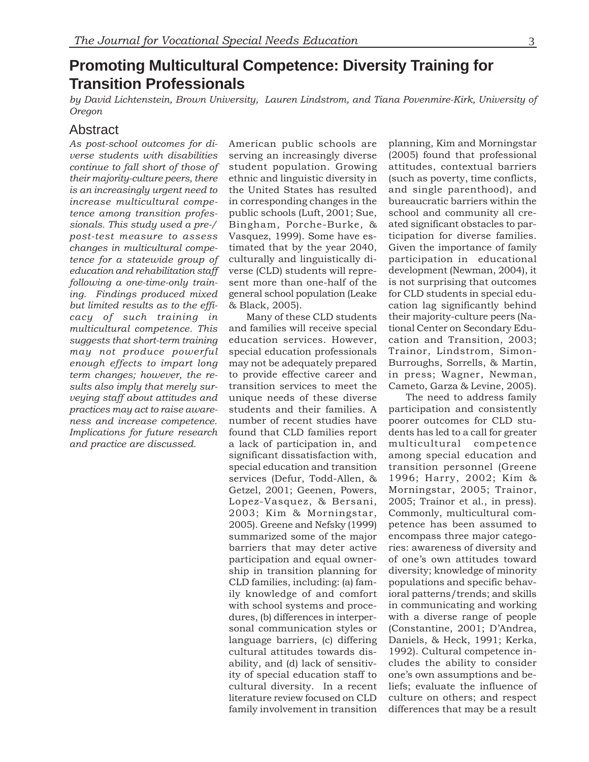# Promoting Multicultural Competence: Diversity Training for Transition Professionals

*by David Lichtenstein, Brown University, Lauren Lindstrom, and Tiana Povenmire-Kirk, University of Oregon*

## Abstract

*As post-school outcomes for diverse students with disabilities continue to fall short of those of their majority-culture peers, there is an increasingly urgent need to increase multicultural competence among transition professionals. This study used a pre-/post-test measure to assess changes in multicultural competence for a statewide group of education and rehabilitation staff following a one-time-only training. Findings produced mixed but limited results as to the efficacy of such training in multicultural competence. This suggests that short-term training may not produce powerful enough effects to impart long term changes; however, the results also imply that merely surveying staff about attitudes and practices may act to raise awareness and increase competence. Implications for future research and practice are discussed.*

American public schools are serving an increasingly diverse student population. Growing ethnic and linguistic diversity in the United States has resulted in corresponding changes in the public schools (Luft, 2001; Sue, Bingham, Porche-Burke, & Vasquez, 1999). Some have estimated that by the year 2040, culturally and linguistically diverse (CLD) students will represent more than one-half of the general school population (Leake & Black, 2005).

Many of these CLD students and families will receive special education services. However, special education professionals may not be adequately prepared to provide effective career and transition services to meet the unique needs of these diverse students and their families. A number of recent studies have found that CLD families report a lack of participation in, and significant dissatisfaction with, special education and transition services (Defur, Todd-Allen, & Getzel, 2001; Geenen, Powers, Lopez-Vasquez, & Bersani, 2003; Kim & Morningstar, 2005). Greene and Nefsky (1999) summarized some of the major barriers that may deter active participation and equal ownership in transition planning for CLD families, including: (a) family knowledge of and comfort with school systems and procedures, (b) differences in interpersonal communication styles or language barriers, (c) differing cultural attitudes towards disability, and (d) lack of sensitivity of special education staff to cultural diversity. In a recent literature review focused on CLD family involvement in transition planning, Kim and Morningstar (2005) found that professional attitudes, contextual barriers (such as poverty, time conflicts, and single parenthood), and bureaucratic barriers within the school and community all created significant obstacles to participation for diverse families. Given the importance of family participation in educational development (Newman, 2004), it is not surprising that outcomes for CLD students in special education lag significantly behind their majority-culture peers (National Center on Secondary Education and Transition, 2003; Trainor, Lindstrom, Simon-Burroughs, Sorrells, & Martin, in press; Wagner, Newman, Cameto, Garza & Levine, 2005).

The need to address family participation and consistently poorer outcomes for CLD students has led to a call for greater multicultural competence among special education and transition personnel (Greene 1996; Harry, 2002; Kim & Morningstar, 2005; Trainor, 2005; Trainor et al., in press). Commonly, multicultural competence has been assumed to encompass three major categories: awareness of diversity and of one's own attitudes toward diversity; knowledge of minority populations and specific behavioral patterns/trends; and skills in communicating and working with a diverse range of people (Constantine, 2001; D'Andrea, Daniels, & Heck, 1991; Kerka, 1992). Cultural competence includes the ability to consider one's own assumptions and beliefs; evaluate the influence of culture on others; and respect differences that may be a result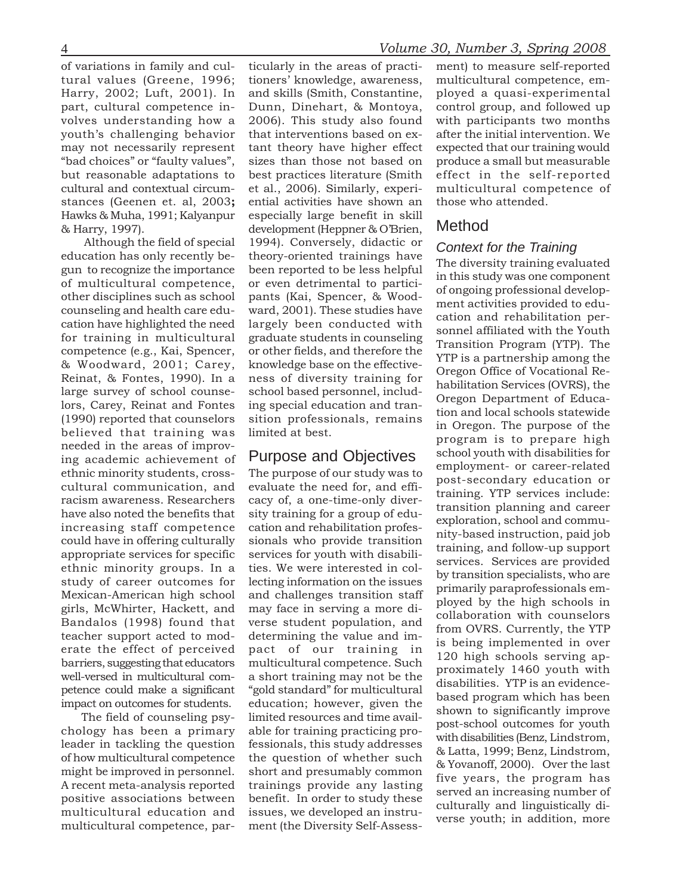of variations in family and cultural values (Greene, 1996; Harry, 2002; Luft, 2001). In part, cultural competence involves understanding how a youth's challenging behavior may not necessarily represent "bad choices" or "faulty values", but reasonable adaptations to cultural and contextual circumstances (Geenen et. al, 2003; Hawks & Muha, 1991; Kalyanpur & Harry, 1997).

Although the field of special education has only recently begun to recognize the importance of multicultural competence, other disciplines such as school counseling and health care education have highlighted the need for training in multicultural competence (e.g., Kai, Spencer, & Woodward, 2001; Carey, Reinat, & Fontes, 1990). In a large survey of school counselors, Carey, Reinat and Fontes (1990) reported that counselors believed that training was needed in the areas of improving academic achievement of ethnic minority students, cross-cultural communication, and racism awareness. Researchers have also noted the benefits that increasing staff competence could have in offering culturally appropriate services for specific ethnic minority groups. In a study of career outcomes for Mexican-American high school girls, McWhirter, Hackett, and Bandalos (1998) found that teacher support acted to moderate the effect of perceived barriers, suggesting that educators well-versed in multicultural competence could make a significant impact on outcomes for students.

The field of counseling psychology has been a primary leader in tackling the question of how multicultural competence might be improved in personnel. A recent meta-analysis reported positive associations between multicultural education and multicultural competence, particularly in the areas of practitioners' knowledge, awareness, and skills (Smith, Constantine, Dunn, Dinehart, & Montoya, 2006). This study also found that interventions based on extant theory have higher effect sizes than those not based on best practices literature (Smith et al., 2006). Similarly, experiential activities have shown an especially large benefit in skill development (Heppner & O'Brien, 1994). Conversely, didactic or theory-oriented trainings have been reported to be less helpful or even detrimental to participants (Kai, Spencer, & Woodward, 2001). These studies have largely been conducted with graduate students in counseling or other fields, and therefore the knowledge base on the effectiveness of diversity training for school based personnel, including special education and transition professionals, remains limited at best.

## Purpose and Objectives

The purpose of our study was to evaluate the need for, and efficacy of, a one-time-only diversity training for a group of education and rehabilitation professionals who provide transition services for youth with disabilities. We were interested in collecting information on the issues and challenges transition staff may face in serving a more diverse student population, and determining the value and impact of our training in multicultural competence. Such a short training may not be the "gold standard" for multicultural education; however, given the limited resources and time available for training practicing professionals, this study addresses the question of whether such short and presumably common trainings provide any lasting benefit. In order to study these issues, we developed an instrument (the Diversity Self-Assessment) to measure self-reported multicultural competence, employed a quasi-experimental control group, and followed up with participants two months after the initial intervention. We expected that our training would produce a small but measurable effect in the self-reported multicultural competence of those who attended.

## Method

### *Context for the Training*

The diversity training evaluated in this study was one component of ongoing professional development activities provided to education and rehabilitation personnel affiliated with the Youth Transition Program (YTP). The YTP is a partnership among the Oregon Office of Vocational Rehabilitation Services (OVRS), the Oregon Department of Education and local schools statewide in Oregon. The purpose of the program is to prepare high school youth with disabilities for employment- or career-related post-secondary education or training. YTP services include: transition planning and career exploration, school and community-based instruction, paid job training, and follow-up support services. Services are provided by transition specialists, who are primarily paraprofessionals employed by the high schools in collaboration with counselors from OVRS. Currently, the YTP is being implemented in over 120 high schools serving approximately 1460 youth with disabilities. YTP is an evidence-based program which has been shown to significantly improve post-school outcomes for youth with disabilities (Benz, Lindstrom, & Latta, 1999; Benz, Lindstrom, & Yovanoff, 2000). Over the last five years, the program has served an increasing number of culturally and linguistically diverse youth; in addition, more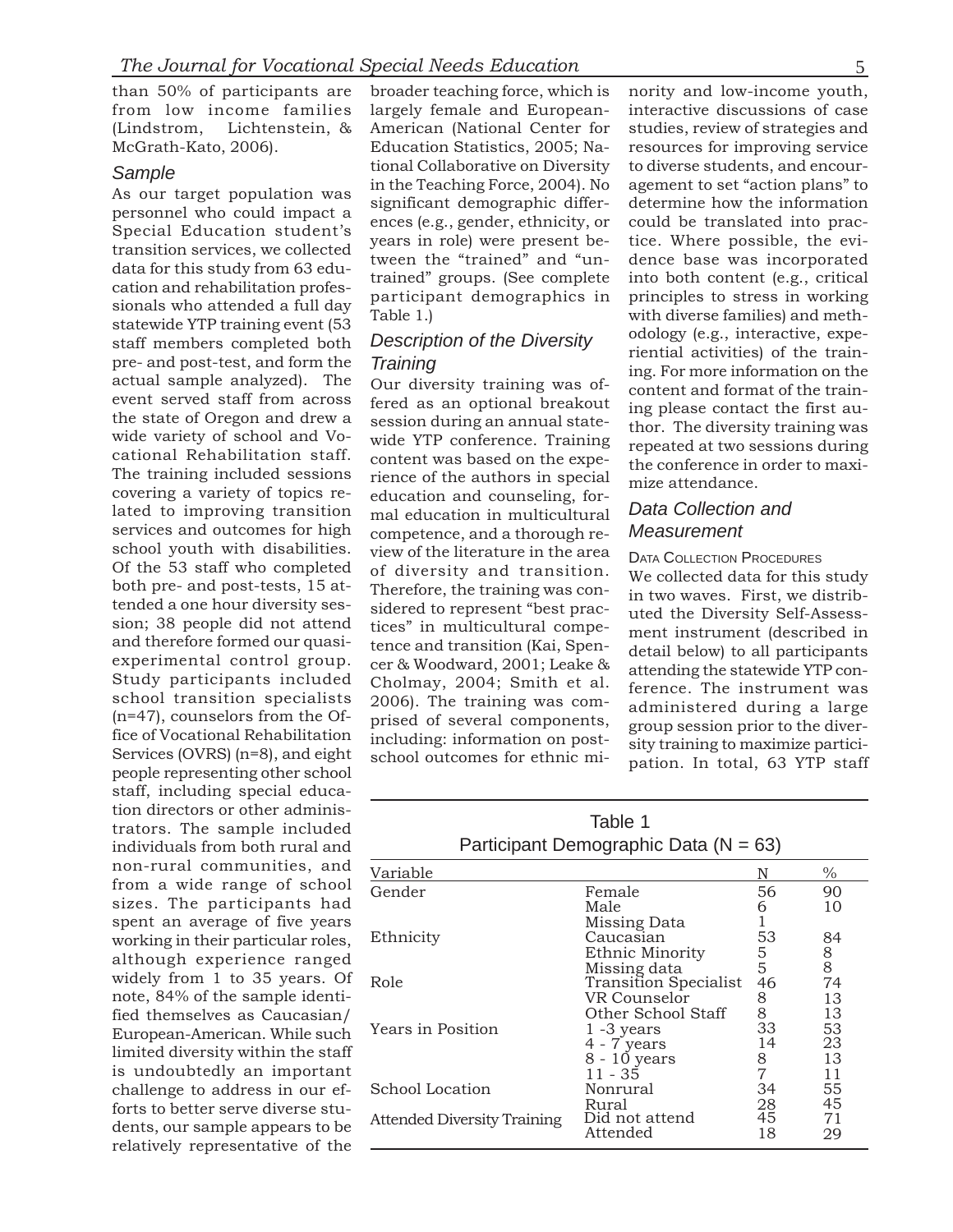than 50% of participants are from low income families (Lindstrom, Lichtenstein, & McGrath-Kato, 2006).

### Sample

As our target population was personnel who could impact a Special Education student's transition services, we collected data for this study from 63 education and rehabilitation professionals who attended a full day statewide YTP training event (53 staff members completed both pre- and post-test, and form the actual sample analyzed). The event served staff from across the state of Oregon and drew a wide variety of school and Vocational Rehabilitation staff. The training included sessions covering a variety of topics related to improving transition services and outcomes for high school youth with disabilities. Of the 53 staff who completed both pre- and post-tests, 15 attended a one hour diversity session; 38 people did not attend and therefore formed our quasi-experimental control group. Study participants included school transition specialists (n=47), counselors from the Office of Vocational Rehabilitation Services (OVRS) (n=8), and eight people representing other school staff, including special education directors or other administrators. The sample included individuals from both rural and non-rural communities, and from a wide range of school sizes. The participants had spent an average of five years working in their particular roles, although experience ranged widely from 1 to 35 years. Of note, 84% of the sample identified themselves as Caucasian/European-American. While such limited diversity within the staff is undoubtedly an important challenge to address in our efforts to better serve diverse students, our sample appears to be relatively representative of the broader teaching force, which is largely female and European-American (National Center for Education Statistics, 2005; National Collaborative on Diversity in the Teaching Force, 2004). No significant demographic differences (e.g., gender, ethnicity, or years in role) were present between the "trained" and "untrained" groups. (See complete participant demographics in Table 1.)

### Description of the Diversity Training

Our diversity training was offered as an optional breakout session during an annual statewide YTP conference. Training content was based on the experience of the authors in special education and counseling, formal education in multicultural competence, and a thorough review of the literature in the area of diversity and transition. Therefore, the training was considered to represent "best practices" in multicultural competence and transition (Kai, Spencer & Woodward, 2001; Leake & Cholmay, 2004; Smith et al. 2006). The training was comprised of several components, including: information on post-school outcomes for ethnic minority and low-income youth, interactive discussions of case studies, review of strategies and resources for improving service to diverse students, and encouragement to set "action plans" to determine how the information could be translated into practice. Where possible, the evidence base was incorporated into both content (e.g., critical principles to stress in working with diverse families) and methodology (e.g., interactive, experiential activities) of the training. For more information on the content and format of the training please contact the first author. The diversity training was repeated at two sessions during the conference in order to maximize attendance.

### Data Collection and Measurement

#### Data Collection Procedures

We collected data for this study in two waves. First, we distributed the Diversity Self-Assessment instrument (described in detail below) to all participants attending the statewide YTP conference. The instrument was administered during a large group session prior to the diversity training to maximize participation. In total, 63 YTP staff

Table 1
Participant Demographic Data (N = 63)

| Variable | | N | % |
|---|---|---|---|
| Gender | Female | 56 | 90 |
| | Male | 6 | 10 |
| | Missing Data | 1 | |
| Ethnicity | Caucasian | 53 | 84 |
| | Ethnic Minority | 5 | 8 |
| | Missing data | 5 | 8 |
| Role | Transition Specialist | 46 | 74 |
| | VR Counselor | 8 | 13 |
| | Other School Staff | 8 | 13 |
| Years in Position | 1 -3 years | 33 | 53 |
| | 4 - 7 years | 14 | 23 |
| | 8 - 10 years | 8 | 13 |
| | 11 - 35 | 7 | 11 |
| School Location | Nonrural | 34 | 55 |
| | Rural | 28 | 45 |
| Attended Diversity Training | Did not attend | 45 | 71 |
| | Attended | 18 | 29 |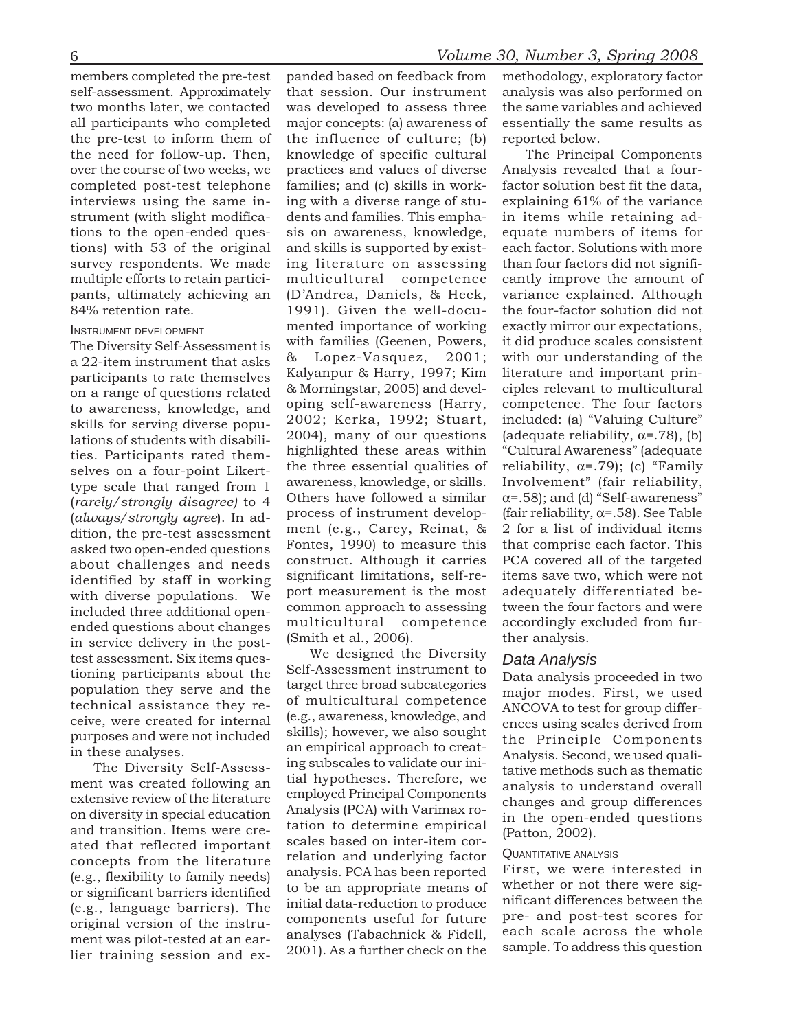members completed the pre-test self-assessment. Approximately two months later, we contacted all participants who completed the pre-test to inform them of the need for follow-up. Then, over the course of two weeks, we completed post-test telephone interviews using the same instrument (with slight modifications to the open-ended questions) with 53 of the original survey respondents. We made multiple efforts to retain participants, ultimately achieving an 84% retention rate.

#### Instrument development

The Diversity Self-Assessment is a 22-item instrument that asks participants to rate themselves on a range of questions related to awareness, knowledge, and skills for serving diverse populations of students with disabilities. Participants rated themselves on a four-point Likert-type scale that ranged from 1 (*rarely/strongly disagree)* to 4 (*always/strongly agree*). In addition, the pre-test assessment asked two open-ended questions about challenges and needs identified by staff in working with diverse populations. We included three additional open-ended questions about changes in service delivery in the post-test assessment. Six items questioning participants about the population they serve and the technical assistance they receive, were created for internal purposes and were not included in these analyses.

The Diversity Self-Assessment was created following an extensive review of the literature on diversity in special education and transition. Items were created that reflected important concepts from the literature (e.g., flexibility to family needs) or significant barriers identified (e.g., language barriers). The original version of the instrument was pilot-tested at an earlier training session and expanded based on feedback from that session. Our instrument was developed to assess three major concepts: (a) awareness of the influence of culture; (b) knowledge of specific cultural practices and values of diverse families; and (c) skills in working with a diverse range of students and families. This emphasis on awareness, knowledge, and skills is supported by existing literature on assessing multicultural competence (D'Andrea, Daniels, & Heck, 1991). Given the well-documented importance of working with families (Geenen, Powers, & Lopez-Vasquez, 2001; Kalyanpur & Harry, 1997; Kim & Morningstar, 2005) and developing self-awareness (Harry, 2002; Kerka, 1992; Stuart, 2004), many of our questions highlighted these areas within the three essential qualities of awareness, knowledge, or skills. Others have followed a similar process of instrument development (e.g., Carey, Reinat, & Fontes, 1990) to measure this construct. Although it carries significant limitations, self-report measurement is the most common approach to assessing multicultural competence (Smith et al., 2006).

We designed the Diversity Self-Assessment instrument to target three broad subcategories of multicultural competence (e.g., awareness, knowledge, and skills); however, we also sought an empirical approach to creating subscales to validate our initial hypotheses. Therefore, we employed Principal Components Analysis (PCA) with Varimax rotation to determine empirical scales based on inter-item correlation and underlying factor analysis. PCA has been reported to be an appropriate means of initial data-reduction to produce components useful for future analyses (Tabachnick & Fidell, 2001). As a further check on the methodology, exploratory factor analysis was also performed on the same variables and achieved essentially the same results as reported below.

The Principal Components Analysis revealed that a four-factor solution best fit the data, explaining 61% of the variance in items while retaining adequate numbers of items for each factor. Solutions with more than four factors did not significantly improve the amount of variance explained. Although the four-factor solution did not exactly mirror our expectations, it did produce scales consistent with our understanding of the literature and important principles relevant to multicultural competence. The four factors included: (a) "Valuing Culture" (adequate reliability, $\alpha$=.78), (b) "Cultural Awareness" (adequate reliability, $\alpha$=.79); (c) "Family Involvement" (fair reliability, $\alpha$=.58); and (d) "Self-awareness" (fair reliability, $\alpha$=.58). See Table 2 for a list of individual items that comprise each factor. This PCA covered all of the targeted items save two, which were not adequately differentiated between the four factors and were accordingly excluded from further analysis.

### Data Analysis

Data analysis proceeded in two major modes. First, we used ANCOVA to test for group differences using scales derived from the Principle Components Analysis. Second, we used qualitative methods such as thematic analysis to understand overall changes and group differences in the open-ended questions (Patton, 2002).

#### Quantitative analysis

First, we were interested in whether or not there were significant differences between the pre- and post-test scores for each scale across the whole sample. To address this question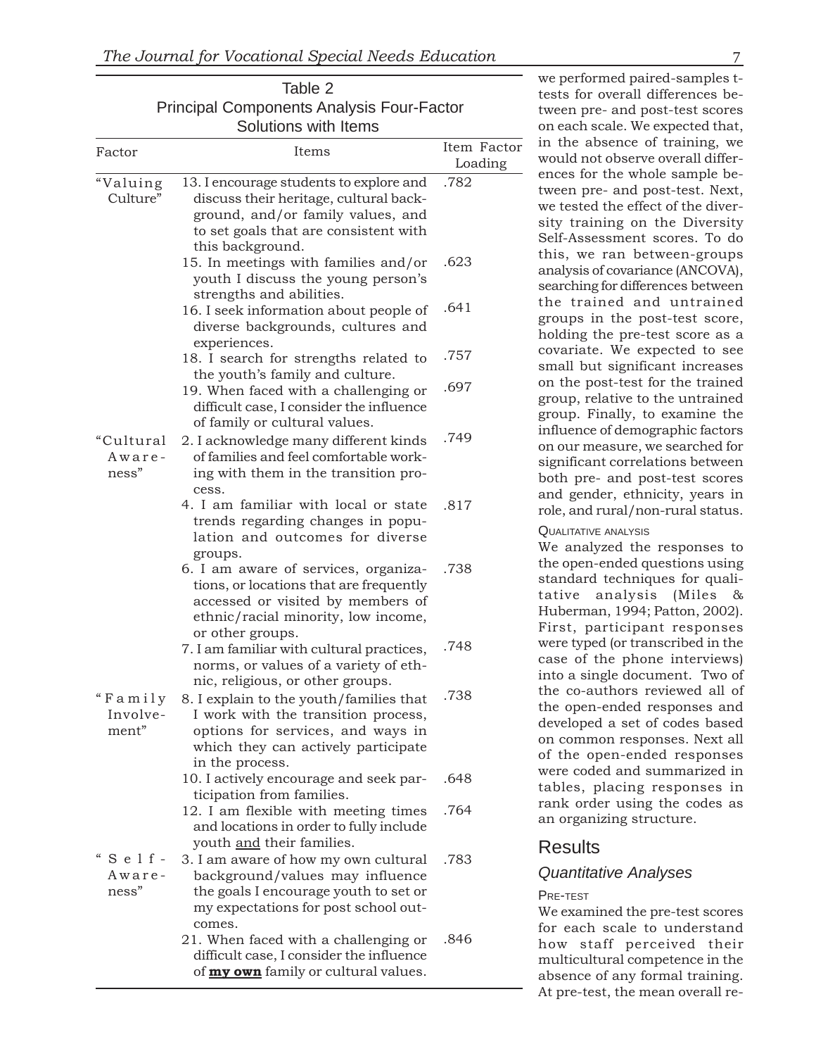Table 2
Principal Components Analysis Four-Factor Solutions with Items

| Factor | Items | Item Factor Loading |
|---|---|---|
| "Valuing Culture" | 13. I encourage students to explore and discuss their heritage, cultural background, and/or family values, and to set goals that are consistent with this background. | .782 |
| | 15. In meetings with families and/or youth I discuss the young person's strengths and abilities. | .623 |
| | 16. I seek information about people of diverse backgrounds, cultures and experiences. | .641 |
| | 18. I search for strengths related to the youth's family and culture. | .757 |
| | 19. When faced with a challenging or difficult case, I consider the influence of family or cultural values. | .697 |
| "Cultural Awareness" | 2. I acknowledge many different kinds of families and feel comfortable working with them in the transition process. | .749 |
| | 4. I am familiar with local or state trends regarding changes in population and outcomes for diverse groups. | .817 |
| | 6. I am aware of services, organizations, or locations that are frequently accessed or visited by members of ethnic/racial minority, low income, or other groups. | .738 |
| | 7. I am familiar with cultural practices, norms, or values of a variety of ethnic, religious, or other groups. | .748 |
| "Family Involvement" | 8. I explain to the youth/families that I work with the transition process, options for services, and ways in which they can actively participate in the process. | .738 |
| | 10. I actively encourage and seek participation from families. | .648 |
| | 12. I am flexible with meeting times and locations in order to fully include youth and their families. | .764 |
| "Self-Awareness" | 3. I am aware of how my own cultural background/values may influence the goals I encourage youth to set or my expectations for post school outcomes. | .783 |
| | 21. When faced with a challenging or difficult case, I consider the influence of **my own** family or cultural values. | .846 |

we performed paired-samples t-tests for overall differences between pre- and post-test scores on each scale. We expected that, in the absence of training, we would not observe overall differences for the whole sample between pre- and post-test. Next, we tested the effect of the diversity training on the Diversity Self-Assessment scores. To do this, we ran between-groups analysis of covariance (ANCOVA), searching for differences between the trained and untrained groups in the post-test score, holding the pre-test score as a covariate. We expected to see small but significant increases on the post-test for the trained group, relative to the untrained group. Finally, to examine the influence of demographic factors on our measure, we searched for significant correlations between both pre- and post-test scores and gender, ethnicity, years in role, and rural/non-rural status.

#### Qualitative analysis

We analyzed the responses to the open-ended questions using standard techniques for qualitative analysis (Miles & Huberman, 1994; Patton, 2002). First, participant responses were typed (or transcribed in the case of the phone interviews) into a single document. Two of the co-authors reviewed all of the open-ended responses and developed a set of codes based on common responses. Next all of the open-ended responses were coded and summarized in tables, placing responses in rank order using the codes as an organizing structure.

## Results

### *Quantitative Analyses*

#### Pre-test

We examined the pre-test scores for each scale to understand how staff perceived their multicultural competence in the absence of any formal training. At pre-test, the mean overall re-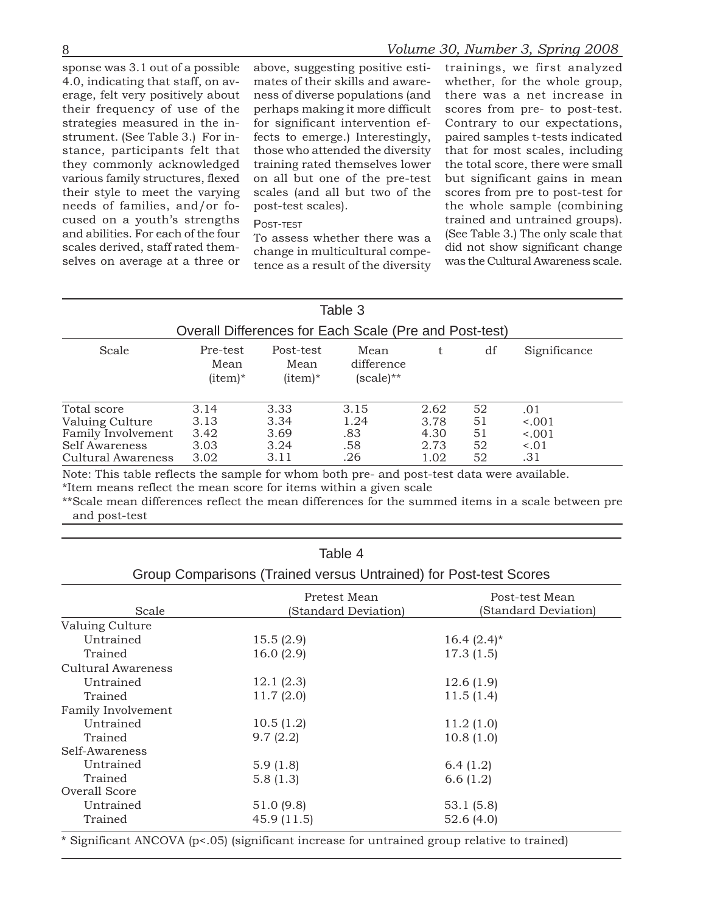sponse was 3.1 out of a possible 4.0, indicating that staff, on average, felt very positively about their frequency of use of the strategies measured in the instrument. (See Table 3.) For instance, participants felt that they commonly acknowledged various family structures, flexed their style to meet the varying needs of families, and/or focused on a youth's strengths and abilities. For each of the four scales derived, staff rated themselves on average at a three or above, suggesting positive estimates of their skills and awareness of diverse populations (and perhaps making it more difficult for significant intervention effects to emerge.) Interestingly, those who attended the diversity training rated themselves lower on all but one of the pre-test scales (and all but two of the post-test scales).

#### Post-test

To assess whether there was a change in multicultural competence as a result of the diversity trainings, we first analyzed whether, for the whole group, there was a net increase in scores from pre- to post-test. Contrary to our expectations, paired samples t-tests indicated that for most scales, including the total score, there were small but significant gains in mean scores from pre to post-test for the whole sample (combining trained and untrained groups). (See Table 3.) The only scale that did not show significant change was the Cultural Awareness scale.

**Table 3**

**Overall Differences for Each Scale (Pre and Post-test)**

| Scale | Pre-test Mean (item)* | Post-test Mean (item)* | Mean difference (scale)** | t | df | Significance |
|---|---|---|---|---|---|---|
| Total score | 3.14 | 3.33 | 3.15 | 2.62 | 52 | .01 |
| Valuing Culture | 3.13 | 3.34 | 1.24 | 3.78 | 51 | <.001 |
| Family Involvement | 3.42 | 3.69 | .83 | 4.30 | 51 | <.001 |
| Self Awareness | 3.03 | 3.24 | .58 | 2.73 | 52 | <.01 |
| Cultural Awareness | 3.02 | 3.11 | .26 | 1.02 | 52 | .31 |

Note: This table reflects the sample for whom both pre- and post-test data were available.
*Item means reflect the mean score for items within a given scale
**Scale mean differences reflect the mean differences for the summed items in a scale between pre and post-test

**Table 4**

**Group Comparisons (Trained versus Untrained) for Post-test Scores**

| Scale | Pretest Mean (Standard Deviation) | Post-test Mean (Standard Deviation) |
|---|---|---|
| Valuing Culture | | |
| Untrained | 15.5 (2.9) | 16.4 (2.4)* |
| Trained | 16.0 (2.9) | 17.3 (1.5) |
| Cultural Awareness | | |
| Untrained | 12.1 (2.3) | 12.6 (1.9) |
| Trained | 11.7 (2.0) | 11.5 (1.4) |
| Family Involvement | | |
| Untrained | 10.5 (1.2) | 11.2 (1.0) |
| Trained | 9.7 (2.2) | 10.8 (1.0) |
| Self-Awareness | | |
| Untrained | 5.9 (1.8) | 6.4 (1.2) |
| Trained | 5.8 (1.3) | 6.6 (1.2) |
| Overall Score | | |
| Untrained | 51.0 (9.8) | 53.1 (5.8) |
| Trained | 45.9 (11.5) | 52.6 (4.0) |

* Significant ANCOVA ($p<.05$) (significant increase for untrained group relative to trained)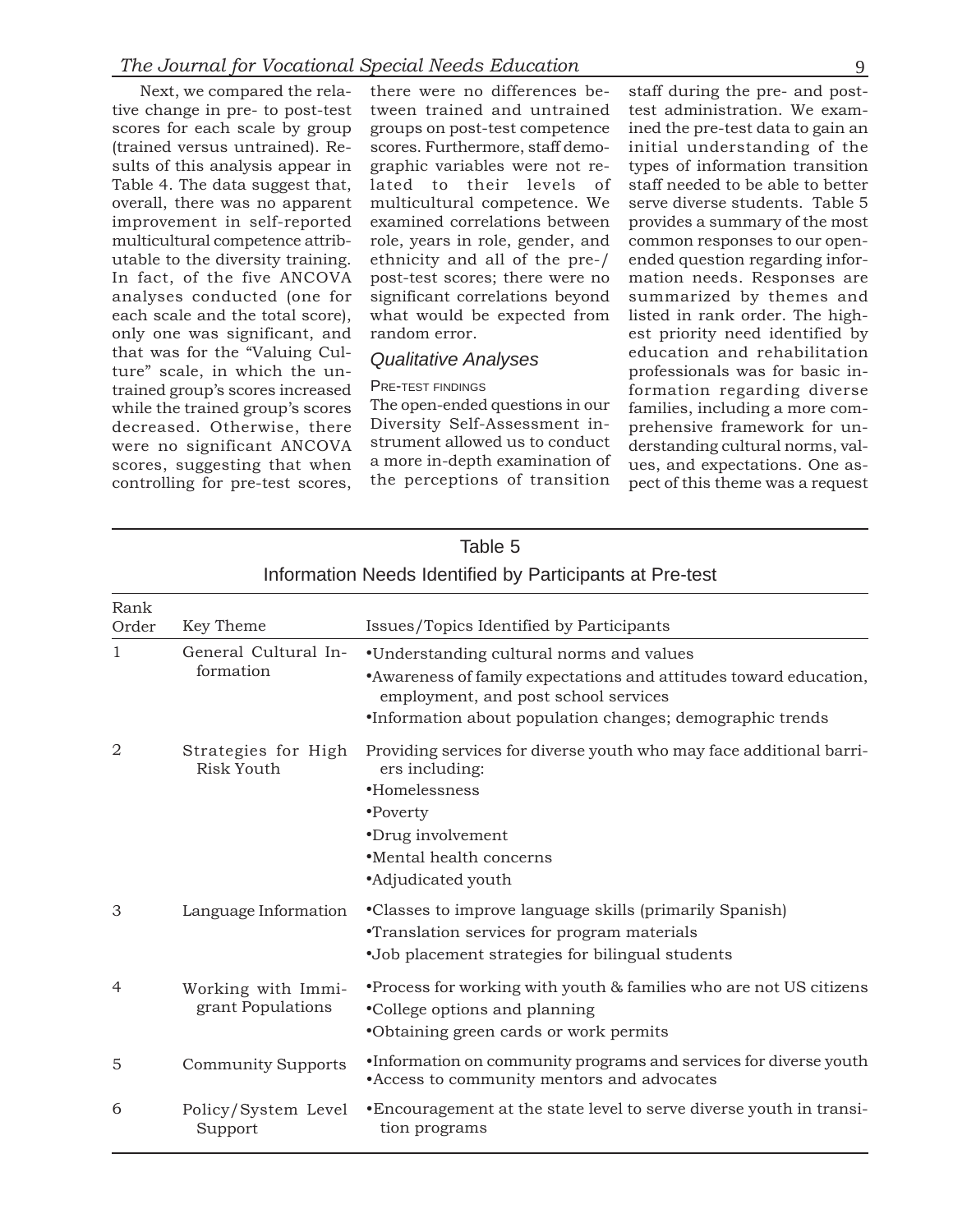Next, we compared the relative change in pre- to post-test scores for each scale by group (trained versus untrained). Results of this analysis appear in Table 4. The data suggest that, overall, there was no apparent improvement in self-reported multicultural competence attributable to the diversity training. In fact, of the five ANCOVA analyses conducted (one for each scale and the total score), only one was significant, and that was for the "Valuing Culture" scale, in which the untrained group's scores increased while the trained group's scores decreased. Otherwise, there were no significant ANCOVA scores, suggesting that when controlling for pre-test scores, there were no differences between trained and untrained groups on post-test competence scores. Furthermore, staff demographic variables were not related to their levels of multicultural competence. We examined correlations between role, years in role, gender, and ethnicity and all of the pre-/post-test scores; there were no significant correlations beyond what would be expected from random error.

### *Qualitative Analyses*

#### Pre-test findings

The open-ended questions in our Diversity Self-Assessment instrument allowed us to conduct a more in-depth examination of the perceptions of transition staff during the pre- and post-test administration. We examined the pre-test data to gain an initial understanding of the types of information transition staff needed to be able to better serve diverse students. Table 5 provides a summary of the most common responses to our open-ended question regarding information needs. Responses are summarized by themes and listed in rank order. The highest priority need identified by education and rehabilitation professionals was for basic information regarding diverse families, including a more comprehensive framework for understanding cultural norms, values, and expectations. One aspect of this theme was a request

Table 5

Information Needs Identified by Participants at Pre-test

| Rank Order | Key Theme | Issues/Topics Identified by Participants |
|---|---|---|
| 1 | General Cultural Information | •Understanding cultural norms and values<br>•Awareness of family expectations and attitudes toward education, employment, and post school services<br>•Information about population changes; demographic trends |
| 2 | Strategies for High Risk Youth | Providing services for diverse youth who may face additional barriers including:<br>•Homelessness<br>•Poverty<br>•Drug involvement<br>•Mental health concerns<br>•Adjudicated youth |
| 3 | Language Information | •Classes to improve language skills (primarily Spanish)<br>•Translation services for program materials<br>•Job placement strategies for bilingual students |
| 4 | Working with Immigrant Populations | •Process for working with youth & families who are not US citizens<br>•College options and planning<br>•Obtaining green cards or work permits |
| 5 | Community Supports | •Information on community programs and services for diverse youth<br>•Access to community mentors and advocates |
| 6 | Policy/System Level Support | •Encouragement at the state level to serve diverse youth in transition programs |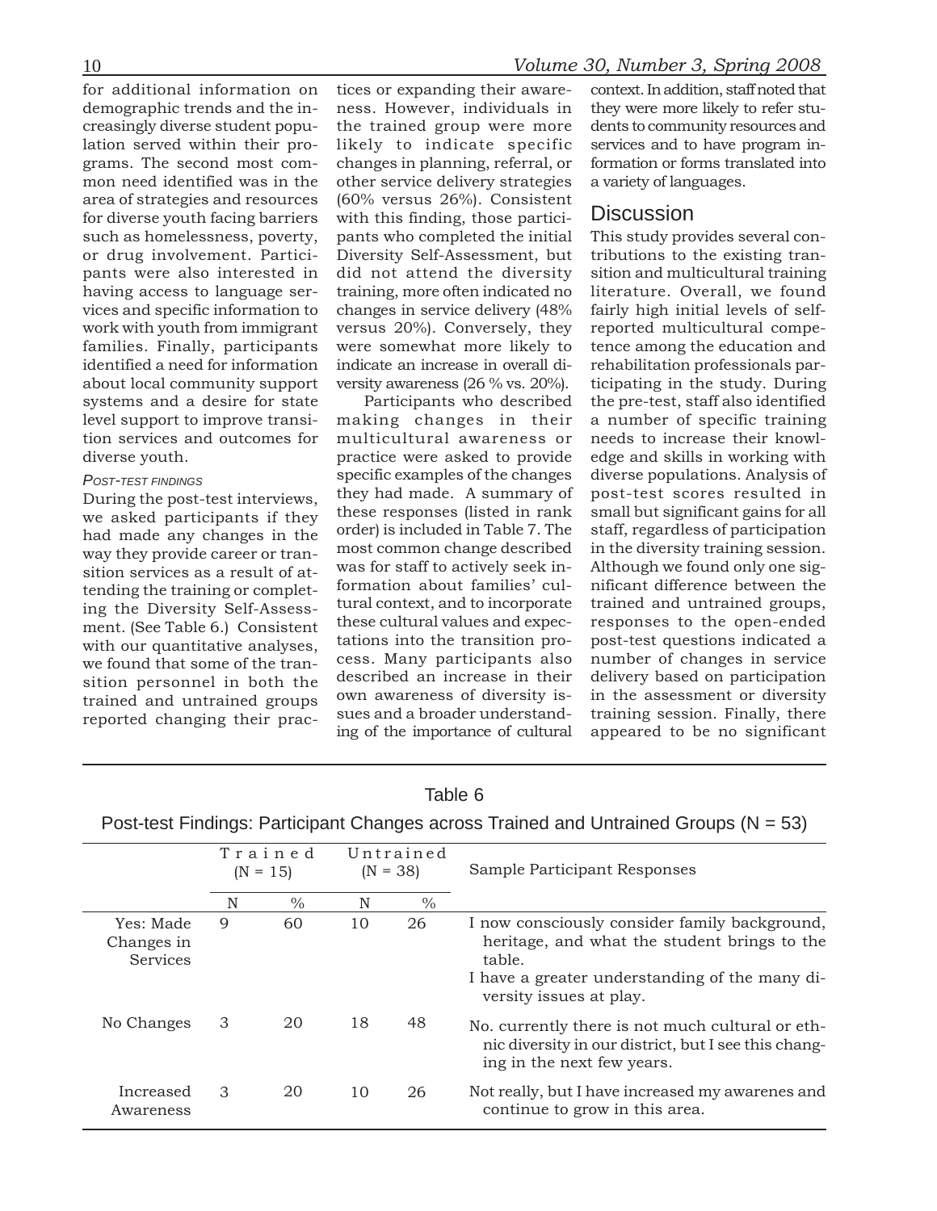for additional information on demographic trends and the increasingly diverse student population served within their programs. The second most common need identified was in the area of strategies and resources for diverse youth facing barriers such as homelessness, poverty, or drug involvement. Participants were also interested in having access to language services and specific information to work with youth from immigrant families. Finally, participants identified a need for information about local community support systems and a desire for state level support to improve transition services and outcomes for diverse youth.

#### *Post-test findings*

During the post-test interviews, we asked participants if they had made any changes in the way they provide career or transition services as a result of attending the training or completing the Diversity Self-Assessment. (See Table 6.) Consistent with our quantitative analyses, we found that some of the transition personnel in both the trained and untrained groups reported changing their practices or expanding their awareness. However, individuals in the trained group were more likely to indicate specific changes in planning, referral, or other service delivery strategies (60% versus 26%). Consistent with this finding, those participants who completed the initial Diversity Self-Assessment, but did not attend the diversity training, more often indicated no changes in service delivery (48% versus 20%). Conversely, they were somewhat more likely to indicate an increase in overall diversity awareness (26 % vs. 20%).

Participants who described making changes in their multicultural awareness or practice were asked to provide specific examples of the changes they had made. A summary of these responses (listed in rank order) is included in Table 7. The most common change described was for staff to actively seek information about families' cultural context, and to incorporate these cultural values and expectations into the transition process. Many participants also described an increase in their own awareness of diversity issues and a broader understanding of the importance of cultural context. In addition, staff noted that they were more likely to refer students to community resources and services and to have program information or forms translated into a variety of languages.

## Discussion

This study provides several contributions to the existing transition and multicultural training literature. Overall, we found fairly high initial levels of self-reported multicultural competence among the education and rehabilitation professionals participating in the study. During the pre-test, staff also identified a number of specific training needs to increase their knowledge and skills in working with diverse populations. Analysis of post-test scores resulted in small but significant gains for all staff, regardless of participation in the diversity training session. Although we found only one significant difference between the trained and untrained groups, responses to the open-ended post-test questions indicated a number of changes in service delivery based on participation in the assessment or diversity training session. Finally, there appeared to be no significant

Table 6

Post-test Findings: Participant Changes across Trained and Untrained Groups (N = 53)

| | Trained (N = 15) | | Untrained (N = 38) | | Sample Participant Responses |
|---|---|---|---|---|---|
| | N | % | N | % | |
| Yes: Made Changes in Services | 9 | 60 | 10 | 26 | I now consciously consider family background, heritage, and what the student brings to the table.<br>I have a greater understanding of the many diversity issues at play. |
| No Changes | 3 | 20 | 18 | 48 | No. currently there is not much cultural or ethnic diversity in our district, but I see this changing in the next few years. |
| Increased Awareness | 3 | 20 | 10 | 26 | Not really, but I have increased my awarenes and continue to grow in this area. |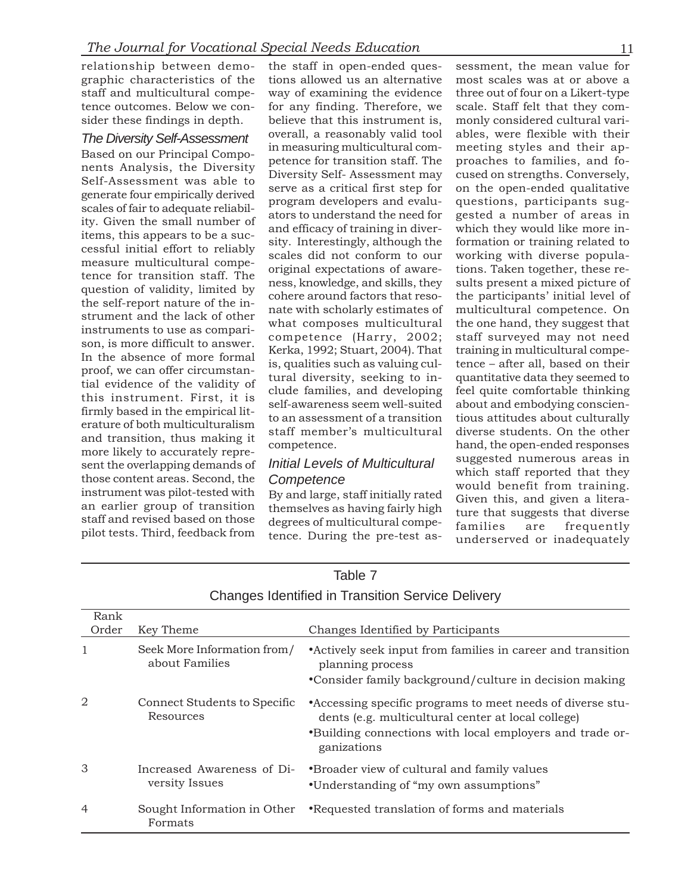relationship between demographic characteristics of the staff and multicultural competence outcomes. Below we consider these findings in depth.

### *The Diversity Self-Assessment*

Based on our Principal Components Analysis, the Diversity Self-Assessment was able to generate four empirically derived scales of fair to adequate reliability. Given the small number of items, this appears to be a successful initial effort to reliably measure multicultural competence for transition staff. The question of validity, limited by the self-report nature of the instrument and the lack of other instruments to use as comparison, is more difficult to answer. In the absence of more formal proof, we can offer circumstantial evidence of the validity of this instrument. First, it is firmly based in the empirical literature of both multiculturalism and transition, thus making it more likely to accurately represent the overlapping demands of those content areas. Second, the instrument was pilot-tested with an earlier group of transition staff and revised based on those pilot tests. Third, feedback from the staff in open-ended questions allowed us an alternative way of examining the evidence for any finding. Therefore, we believe that this instrument is, overall, a reasonably valid tool in measuring multicultural competence for transition staff. The Diversity Self- Assessment may serve as a critical first step for program developers and evaluators to understand the need for and efficacy of training in diversity. Interestingly, although the scales did not conform to our original expectations of awareness, knowledge, and skills, they cohere around factors that resonate with scholarly estimates of what composes multicultural competence (Harry, 2002; Kerka, 1992; Stuart, 2004). That is, qualities such as valuing cultural diversity, seeking to include families, and developing self-awareness seem well-suited to an assessment of a transition staff member's multicultural competence.

### *Initial Levels of Multicultural Competence*

By and large, staff initially rated themselves as having fairly high degrees of multicultural competence. During the pre-test assessment, the mean value for most scales was at or above a three out of four on a Likert-type scale. Staff felt that they commonly considered cultural variables, were flexible with their meeting styles and their approaches to families, and focused on strengths. Conversely, on the open-ended qualitative questions, participants suggested a number of areas in which they would like more information or training related to working with diverse populations. Taken together, these results present a mixed picture of the participants' initial level of multicultural competence. On the one hand, they suggest that staff surveyed may not need training in multicultural competence – after all, based on their quantitative data they seemed to feel quite comfortable thinking about and embodying conscientious attitudes about culturally diverse students. On the other hand, the open-ended responses suggested numerous areas in which staff reported that they would benefit from training. Given this, and given a literature that suggests that diverse families are frequently underserved or inadequately

Table 7
Changes Identified in Transition Service Delivery

| Rank Order | Key Theme | Changes Identified by Participants |
|---|---|---|
| 1 | Seek More Information from/ about Families | •Actively seek input from families in career and transition planning process<br>•Consider family background/culture in decision making |
| 2 | Connect Students to Specific Resources | •Accessing specific programs to meet needs of diverse students (e.g. multicultural center at local college)<br>•Building connections with local employers and trade organizations |
| 3 | Increased Awareness of Diversity Issues | •Broader view of cultural and family values<br>•Understanding of "my own assumptions" |
| 4 | Sought Information in Other Formats | •Requested translation of forms and materials |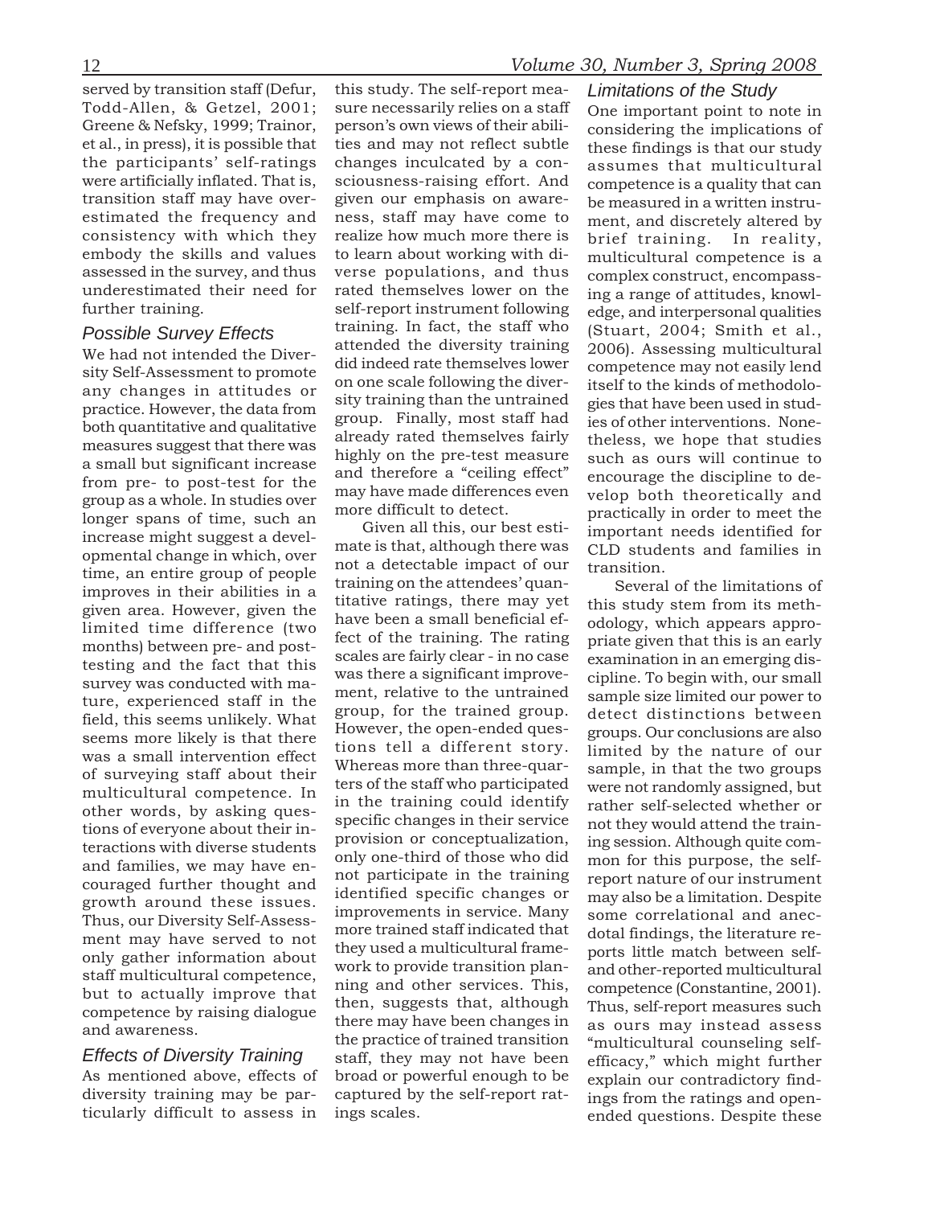served by transition staff (Defur, Todd-Allen, & Getzel, 2001; Greene & Nefsky, 1999; Trainor, et al., in press), it is possible that the participants' self-ratings were artificially inflated. That is, transition staff may have overestimated the frequency and consistency with which they embody the skills and values assessed in the survey, and thus underestimated their need for further training.

### Possible Survey Effects

We had not intended the Diversity Self-Assessment to promote any changes in attitudes or practice. However, the data from both quantitative and qualitative measures suggest that there was a small but significant increase from pre- to post-test for the group as a whole. In studies over longer spans of time, such an increase might suggest a developmental change in which, over time, an entire group of people improves in their abilities in a given area. However, given the limited time difference (two months) between pre- and post-testing and the fact that this survey was conducted with mature, experienced staff in the field, this seems unlikely. What seems more likely is that there was a small intervention effect of surveying staff about their multicultural competence. In other words, by asking questions of everyone about their interactions with diverse students and families, we may have encouraged further thought and growth around these issues. Thus, our Diversity Self-Assessment may have served to not only gather information about staff multicultural competence, but to actually improve that competence by raising dialogue and awareness.

### Effects of Diversity Training

As mentioned above, effects of diversity training may be particularly difficult to assess in this study. The self-report measure necessarily relies on a staff person's own views of their abilities and may not reflect subtle changes inculcated by a consciousness-raising effort. And given our emphasis on awareness, staff may have come to realize how much more there is to learn about working with diverse populations, and thus rated themselves lower on the self-report instrument following training. In fact, the staff who attended the diversity training did indeed rate themselves lower on one scale following the diversity training than the untrained group. Finally, most staff had already rated themselves fairly highly on the pre-test measure and therefore a "ceiling effect" may have made differences even more difficult to detect.

Given all this, our best estimate is that, although there was not a detectable impact of our training on the attendees' quantitative ratings, there may yet have been a small beneficial effect of the training. The rating scales are fairly clear - in no case was there a significant improvement, relative to the untrained group, for the trained group. However, the open-ended questions tell a different story. Whereas more than three-quarters of the staff who participated in the training could identify specific changes in their service provision or conceptualization, only one-third of those who did not participate in the training identified specific changes or improvements in service. Many more trained staff indicated that they used a multicultural framework to provide transition planning and other services. This, then, suggests that, although there may have been changes in the practice of trained transition staff, they may not have been broad or powerful enough to be captured by the self-report ratings scales.

### Limitations of the Study

One important point to note in considering the implications of these findings is that our study assumes that multicultural competence is a quality that can be measured in a written instrument, and discretely altered by brief training. In reality, multicultural competence is a complex construct, encompassing a range of attitudes, knowledge, and interpersonal qualities (Stuart, 2004; Smith et al., 2006). Assessing multicultural competence may not easily lend itself to the kinds of methodologies that have been used in studies of other interventions. Nonetheless, we hope that studies such as ours will continue to encourage the discipline to develop both theoretically and practically in order to meet the important needs identified for CLD students and families in transition.

Several of the limitations of this study stem from its methodology, which appears appropriate given that this is an early examination in an emerging discipline. To begin with, our small sample size limited our power to detect distinctions between groups. Our conclusions are also limited by the nature of our sample, in that the two groups were not randomly assigned, but rather self-selected whether or not they would attend the training session. Although quite common for this purpose, the self-report nature of our instrument may also be a limitation. Despite some correlational and anecdotal findings, the literature reports little match between self- and other-reported multicultural competence (Constantine, 2001). Thus, self-report measures such as ours may instead assess "multicultural counseling self-efficacy," which might further explain our contradictory findings from the ratings and open-ended questions. Despite these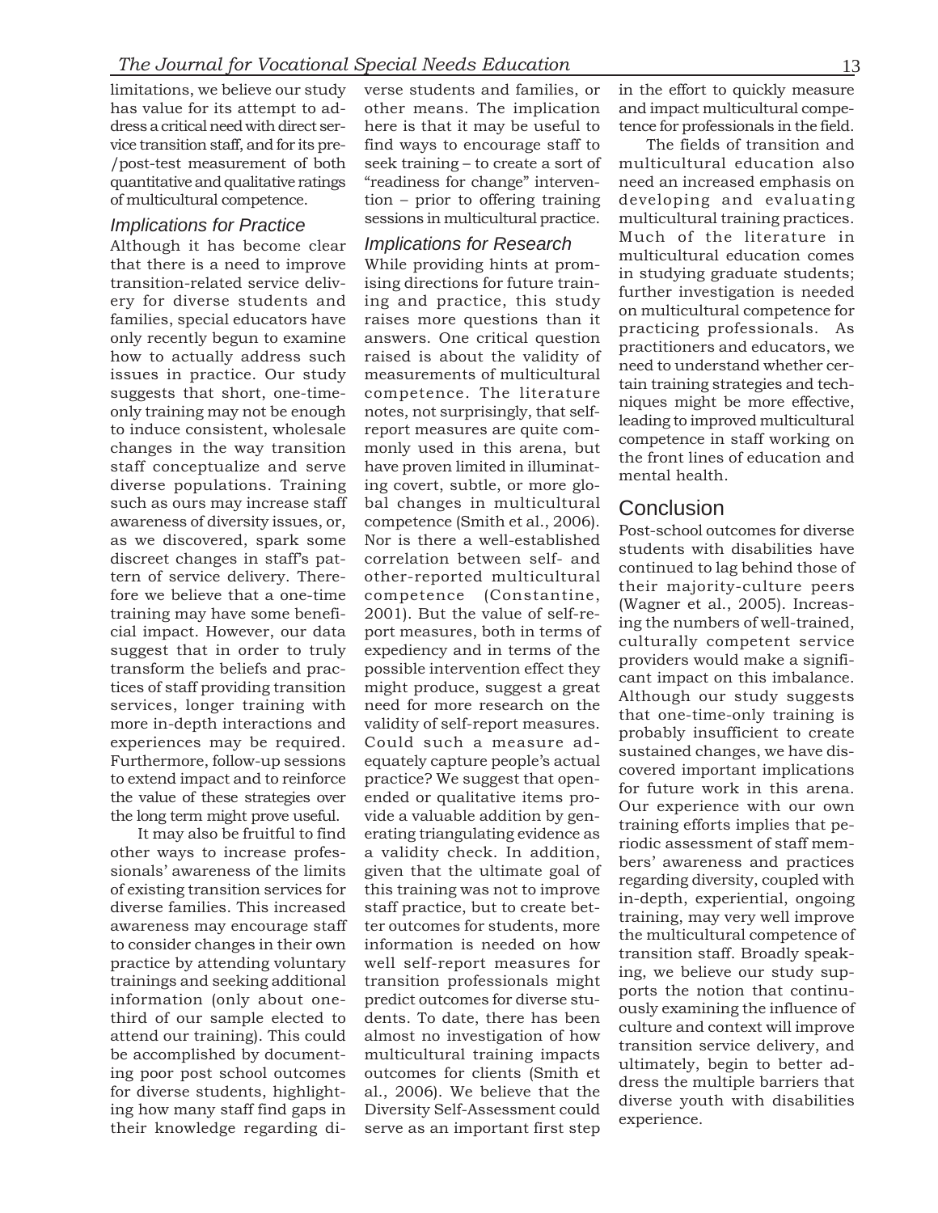limitations, we believe our study has value for its attempt to address a critical need with direct service transition staff, and for its pre-/post-test measurement of both quantitative and qualitative ratings of multicultural competence.

### Implications for Practice

Although it has become clear that there is a need to improve transition-related service delivery for diverse students and families, special educators have only recently begun to examine how to actually address such issues in practice. Our study suggests that short, one-time-only training may not be enough to induce consistent, wholesale changes in the way transition staff conceptualize and serve diverse populations. Training such as ours may increase staff awareness of diversity issues, or, as we discovered, spark some discreet changes in staff's pattern of service delivery. Therefore we believe that a one-time training may have some beneficial impact. However, our data suggest that in order to truly transform the beliefs and practices of staff providing transition services, longer training with more in-depth interactions and experiences may be required. Furthermore, follow-up sessions to extend impact and to reinforce the value of these strategies over the long term might prove useful.

It may also be fruitful to find other ways to increase professionals' awareness of the limits of existing transition services for diverse families. This increased awareness may encourage staff to consider changes in their own practice by attending voluntary trainings and seeking additional information (only about one-third of our sample elected to attend our training). This could be accomplished by documenting poor post school outcomes for diverse students, highlighting how many staff find gaps in their knowledge regarding diverse students and families, or other means. The implication here is that it may be useful to find ways to encourage staff to seek training – to create a sort of "readiness for change" intervention – prior to offering training sessions in multicultural practice.

### Implications for Research

While providing hints at promising directions for future training and practice, this study raises more questions than it answers. One critical question raised is about the validity of measurements of multicultural competence. The literature notes, not surprisingly, that self-report measures are quite commonly used in this arena, but have proven limited in illuminating covert, subtle, or more global changes in multicultural competence (Smith et al., 2006). Nor is there a well-established correlation between self- and other-reported multicultural competence (Constantine, 2001). But the value of self-report measures, both in terms of expediency and in terms of the possible intervention effect they might produce, suggest a great need for more research on the validity of self-report measures. Could such a measure adequately capture people's actual practice? We suggest that open-ended or qualitative items provide a valuable addition by generating triangulating evidence as a validity check. In addition, given that the ultimate goal of this training was not to improve staff practice, but to create better outcomes for students, more information is needed on how well self-report measures for transition professionals might predict outcomes for diverse students. To date, there has been almost no investigation of how multicultural training impacts outcomes for clients (Smith et al., 2006). We believe that the Diversity Self-Assessment could serve as an important first step in the effort to quickly measure and impact multicultural competence for professionals in the field.

The fields of transition and multicultural education also need an increased emphasis on developing and evaluating multicultural training practices. Much of the literature in multicultural education comes in studying graduate students; further investigation is needed on multicultural competence for practicing professionals. As practitioners and educators, we need to understand whether certain training strategies and techniques might be more effective, leading to improved multicultural competence in staff working on the front lines of education and mental health.

## Conclusion

Post-school outcomes for diverse students with disabilities have continued to lag behind those of their majority-culture peers (Wagner et al., 2005). Increasing the numbers of well-trained, culturally competent service providers would make a significant impact on this imbalance. Although our study suggests that one-time-only training is probably insufficient to create sustained changes, we have discovered important implications for future work in this arena. Our experience with our own training efforts implies that periodic assessment of staff members' awareness and practices regarding diversity, coupled with in-depth, experiential, ongoing training, may very well improve the multicultural competence of transition staff. Broadly speaking, we believe our study supports the notion that continuously examining the influence of culture and context will improve transition service delivery, and ultimately, begin to better address the multiple barriers that diverse youth with disabilities experience.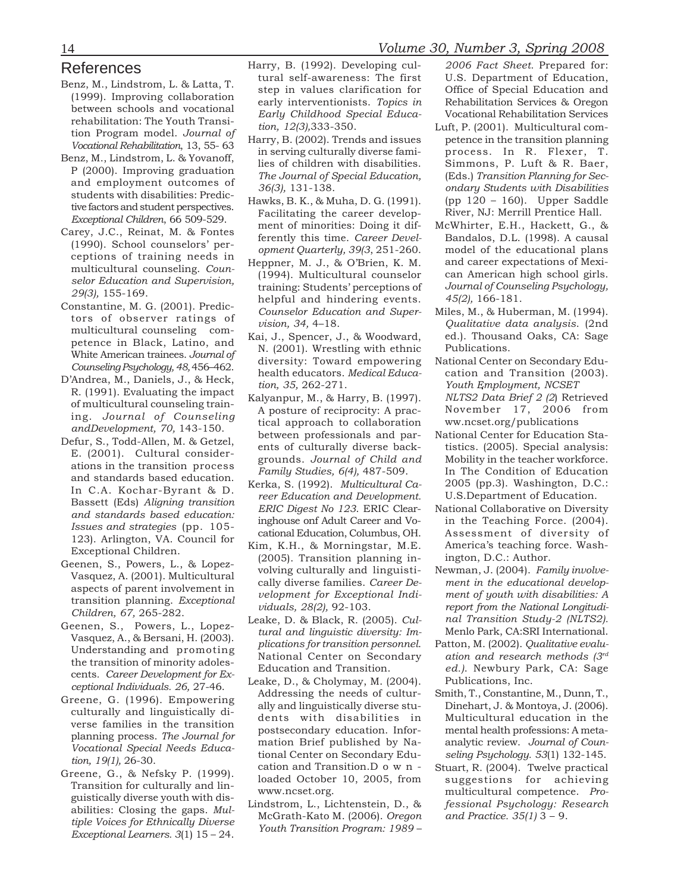## References

Benz, M., Lindstrom, L. & Latta, T. (1999). Improving collaboration between schools and vocational rehabilitation: The Youth Transition Program model. *Journal of Vocational Rehabilitation*, 13, 55- 63

Benz, M., Lindstrom, L. & Yovanoff, P (2000). Improving graduation and employment outcomes of students with disabilities: Predictive factors and student perspectives. *Exceptional Children*, 66 509-529.

Carey, J.C., Reinat, M. & Fontes (1990). School counselors' perceptions of training needs in multicultural counseling. *Counselor Education and Supervision, 29(3),* 155-169.

Constantine, M. G. (2001). Predictors of observer ratings of multicultural counseling competence in Black, Latino, and White American trainees. *Journal of Counseling Psychology, 48,* 456–462.

D'Andrea, M., Daniels, J., & Heck, R. (1991). Evaluating the impact of multicultural counseling training. *Journal of Counseling andDevelopment, 70,* 143-150.

Defur, S., Todd-Allen, M. & Getzel, E. (2001). Cultural considerations in the transition process and standards based education. In C.A. Kochar-Byrant & D. Bassett (Eds) *Aligning transition and standards based education: Issues and strategies* (pp. 105-123). Arlington, VA. Council for Exceptional Children.

Geenen, S., Powers, L., & Lopez-Vasquez, A. (2001). Multicultural aspects of parent involvement in transition planning. *Exceptional Children, 67,* 265-282.

Geenen, S., Powers, L., Lopez-Vasquez, A., & Bersani, H. (2003). Understanding and promoting the transition of minority adolescents. *Career Development for Exceptional Individuals. 26,* 27-46.

Greene, G. (1996). Empowering culturally and linguistically diverse families in the transition planning process. *The Journal for Vocational Special Needs Education, 19(1),* 26-30.

Greene, G., & Nefsky P. (1999). Transition for culturally and linguistically diverse youth with disabilities: Closing the gaps. *Multiple Voices for Ethnically Diverse Exceptional Learners. 3*(1) 15 – 24.

Harry, B. (1992). Developing cultural self-awareness: The first step in values clarification for early interventionists. *Topics in Early Childhood Special Education, 12(3),*333-350.

Harry, B. (2002). Trends and issues in serving culturally diverse families of children with disabilities. *The Journal of Special Education, 36(3),* 131-138.

Hawks, B. K., & Muha, D. G. (1991). Facilitating the career development of minorities: Doing it differently this time. *Career Development Quarterly, 39(3*, 251-260.

Heppner, M. J., & O'Brien, K. M. (1994). Multicultural counselor training: Students' perceptions of helpful and hindering events. *Counselor Education and Supervision, 34,* 4–18.

Kai, J., Spencer, J., & Woodward, N. (2001). Wrestling with ethnic diversity: Toward empowering health educators. *Medical Education, 35,* 262-271.

Kalyanpur, M., & Harry, B. (1997). A posture of reciprocity: A practical approach to collaboration between professionals and parents of culturally diverse backgrounds. *Journal of Child and Family Studies, 6(4),* 487-509.

Kerka, S. (1992). *Multicultural Career Education and Development. ERIC Digest No 123*. ERIC Clearinghouse onf Adult Career and Vocational Education, Columbus, OH.

Kim, K.H., & Morningstar, M.E. (2005). Transition planning involving culturally and linguistically diverse families. *Career Development for Exceptional Individuals, 28(2),* 92-103.

Leake, D. & Black, R. (2005). *Cultural and linguistic diversity: Implications for transition personnel*. National Center on Secondary Education and Transition.

Leake, D., & Cholymay, M. (2004). Addressing the needs of culturally and linguistically diverse students with disabilities in postsecondary education. Information Brief published by National Center on Secondary Education and Transition.D o w n - loaded October 10, 2005, from www.ncset.org.

Lindstrom, L., Lichtenstein, D., & McGrath-Kato M. (2006). *Oregon Youth Transition Program: 1989 – 2006 Fact Sheet*. Prepared for: U.S. Department of Education, Office of Special Education and Rehabilitation Services & Oregon Vocational Rehabilitation Services

Luft, P. (2001). Multicultural competence in the transition planning process. In R. Flexer, T. Simmons, P. Luft & R. Baer, (Eds.) *Transition Planning for Secondary Students with Disabilities* (pp 120 – 160). Upper Saddle River, NJ: Merrill Prentice Hall.

McWhirter, E.H., Hackett, G., & Bandalos, D.L. (1998). A causal model of the educational plans and career expectations of Mexican American high school girls. *Journal of Counseling Psychology, 45(2),* 166-181.

Miles, M., & Huberman, M. (1994). *Qualitative data analysis*. (2nd ed.). Thousand Oaks, CA: Sage Publications.

National Center on Secondary Education and Transition (2003). *Youth Employment, NCSET NLTS2 Data Brief 2 (2*) Retrieved November 17, 2006 from ww.ncset.org/publications

National Center for Education Statistics. (2005). Special analysis: Mobility in the teacher workforce. In The Condition of Education 2005 (pp.3). Washington, D.C.: U.S.Department of Education.

National Collaborative on Diversity in the Teaching Force. (2004). Assessment of diversity of America's teaching force. Washington, D.C.: Author.

Newman, J. (2004). *Family involvement in the educational development of youth with disabilities: A report from the National Longitudinal Transition Study-2 (NLTS2).* Menlo Park, CA:SRI International.

Patton, M. (2002). *Qualitative evaluation and research methods (3rd ed.).* Newbury Park, CA: Sage Publications, Inc.

Smith, T., Constantine, M., Dunn, T., Dinehart, J. & Montoya, J. (2006). Multicultural education in the mental health professions: A meta-analytic review. *Journal of Counseling Psychology. 53*(1) 132-145.

Stuart, R. (2004). Twelve practical suggestions for achieving multicultural competence. *Professional Psychology: Research and Practice. 35(1)* 3 – 9.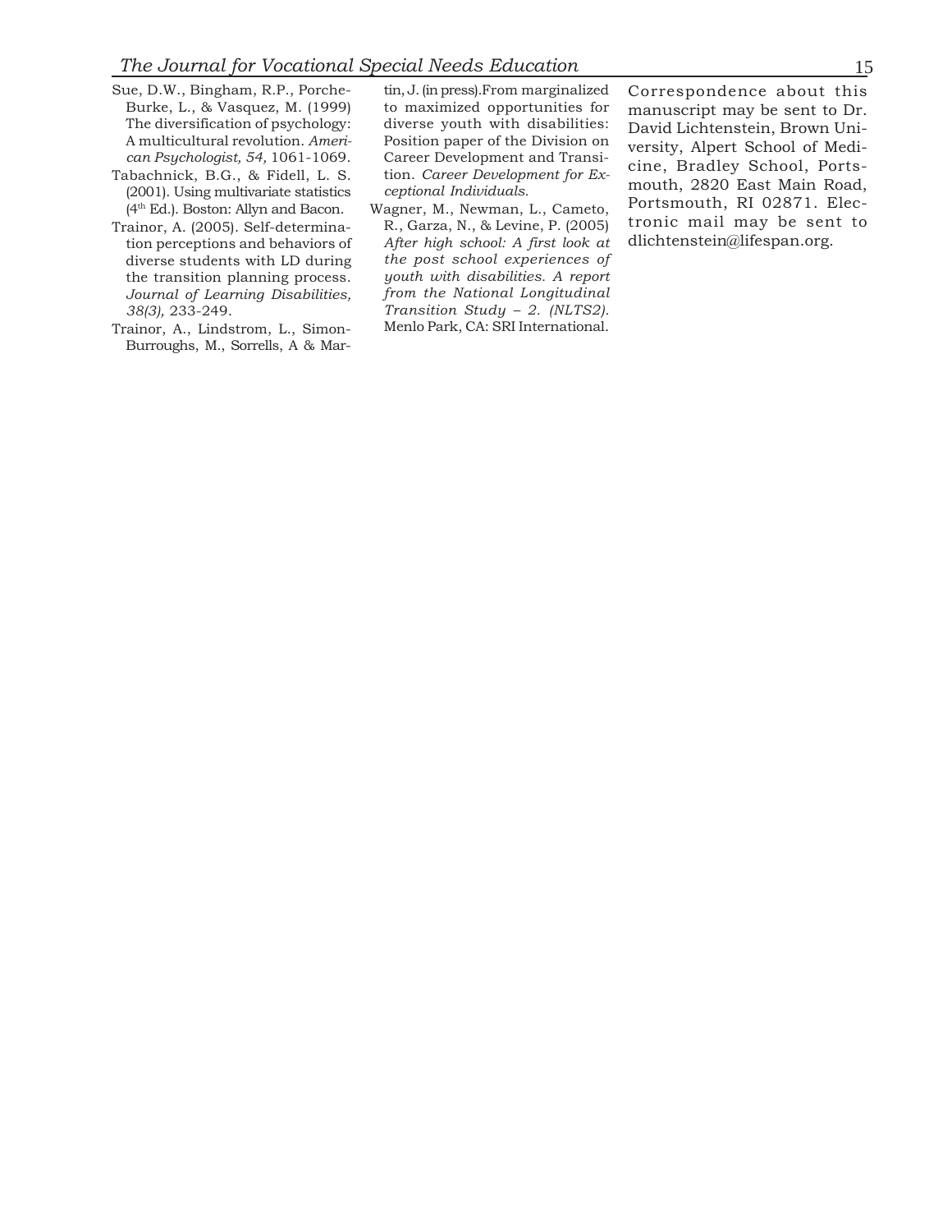Sue, D.W., Bingham, R.P., Porche-Burke, L., & Vasquez, M. (1999) The diversification of psychology: A multicultural revolution. *American Psychologist, 54,* 1061-1069.

Tabachnick, B.G., & Fidell, L. S. (2001). Using multivariate statistics (4th Ed.). Boston: Allyn and Bacon.

Trainor, A. (2005). Self-determination perceptions and behaviors of diverse students with LD during the transition planning process. *Journal of Learning Disabilities, 38(3),* 233-249.

Trainor, A., Lindstrom, L., Simon-Burroughs, M., Sorrells, A & Martin, J. (in press).From marginalized to maximized opportunities for diverse youth with disabilities: Position paper of the Division on Career Development and Transition. *Career Development for Exceptional Individuals.*

Wagner, M., Newman, L., Cameto, R., Garza, N., & Levine, P. (2005) *After high school: A first look at the post school experiences of youth with disabilities. A report from the National Longitudinal Transition Study – 2. (NLTS2).* Menlo Park, CA: SRI International.

Correspondence about this manuscript may be sent to Dr. David Lichtenstein, Brown University, Alpert School of Medicine, Bradley School, Portsmouth, 2820 East Main Road, Portsmouth, RI 02871. Electronic mail may be sent to dlichtenstein@lifespan.org.